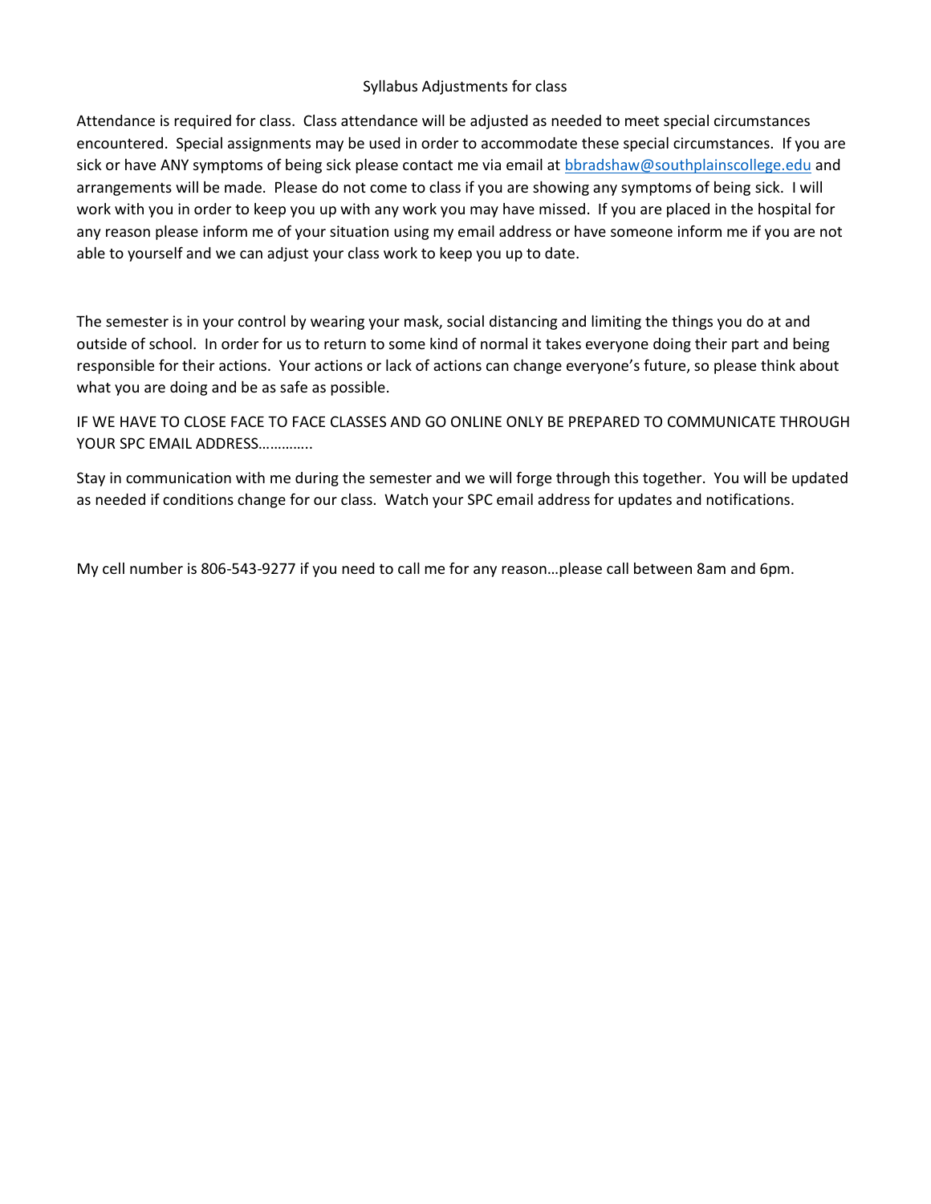# Syllabus Adjustments for class

Attendance is required for class. Class attendance will be adjusted as needed to meet special circumstances encountered. Special assignments may be used in order to accommodate these special circumstances. If you are sick or have ANY symptoms of being sick please contact me via email at bbradshaw@southplainscollege.edu and arrangements will be made. Please do not come to class if you are showing any symptoms of being sick. I will work with you in order to keep you up with any work you may have missed. If you are placed in the hospital for any reason please inform me of your situation using my email address or have someone inform me if you are not able to yourself and we can adjust your class work to keep you up to date.

The semester is in your control by wearing your mask, social distancing and limiting the things you do at and outside of school. In order for us to return to some kind of normal it takes everyone doing their part and being responsible for their actions. Your actions or lack of actions can change everyone's future, so please think about what you are doing and be as safe as possible.

IF WE HAVE TO CLOSE FACE TO FACE CLASSES AND GO ONLINE ONLY BE PREPARED TO COMMUNICATE THROUGH YOUR SPC EMAIL ADDRESS………….

Stay in communication with me during the semester and we will forge through this together. You will be updated as needed if conditions change for our class. Watch your SPC email address for updates and notifications.

My cell number is 806-543-9277 if you need to call me for any reason…please call between 8am and 6pm.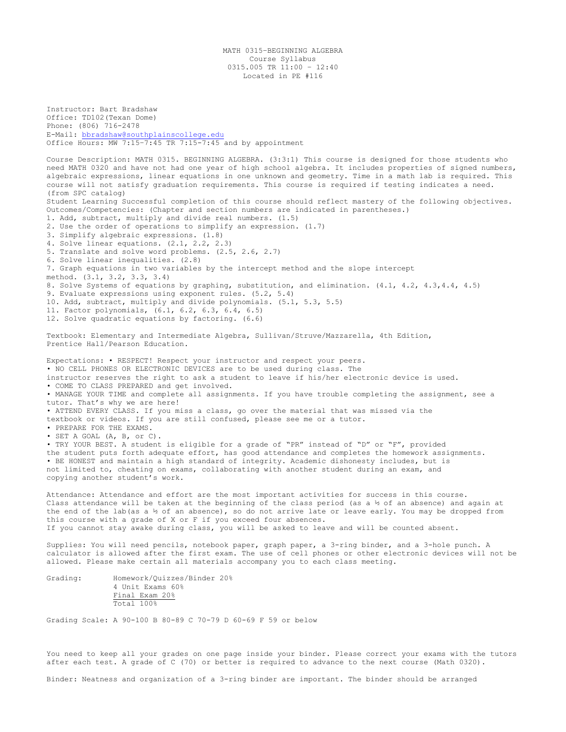MATH 0315-BEGINNING ALGEBRA
Course Syllabus
0315.005 TR 11:00 – 12:40
Located in PE #116

Instructor: Bart Bradshaw
Office: TD102(Texan Dome)
Phone: (806) 716-2478
E-Mail: bbradshaw@southplainscollege.edu
Office Hours: MW 7:15-7:45 TR 7:15-7:45 and by appointment

Course Description: MATH 0315. BEGINNING ALGEBRA. (3:3:1) This course is designed for those students who need MATH 0320 and have not had one year of high school algebra. It includes properties of signed numbers, algebraic expressions, linear equations in one unknown and geometry. Time in a math lab is required. This course will not satisfy graduation requirements. This course is required if testing indicates a need. (from SPC catalog)

Student Learning Outcomes/Competencies: Successful completion of this course should reflect mastery of the following objectives. (Chapter and section numbers are indicated in parentheses.)

1. Add, subtract, multiply and divide real numbers. (1.5)
2. Use the order of operations to simplify an expression. (1.7)
3. Simplify algebraic expressions. (1.8)
4. Solve linear equations. (2.1, 2.2, 2.3)
5. Translate and solve word problems. (2.5, 2.6, 2.7)
6. Solve linear inequalities. (2.8)
7. Graph equations in two variables by the intercept method and the slope intercept method. (3.1, 3.2, 3.3, 3.4)
8. Solve Systems of equations by graphing, substitution, and elimination. (4.1, 4.2, 4.3,4.4, 4.5)
9. Evaluate expressions using exponent rules. (5.2, 5.4)
10. Add, subtract, multiply and divide polynomials. (5.1, 5.3, 5.5)
11. Factor polynomials, (6.1, 6.2, 6.3, 6.4, 6.5)
12. Solve quadratic equations by factoring. (6.6)

Textbook: Elementary and Intermediate Algebra, Sullivan/Struve/Mazzarella, 4th Edition, Prentice Hall/Pearson Education.

Expectations:
- RESPECT! Respect your instructor and respect your peers.
- NO CELL PHONES OR ELECTRONIC DEVICES are to be used during class. The instructor reserves the right to ask a student to leave if his/her electronic device is used.
- COME TO CLASS PREPARED and get involved.
- MANAGE YOUR TIME and complete all assignments. If you have trouble completing the assignment, see a tutor. That's why we are here!
- ATTEND EVERY CLASS. If you miss a class, go over the material that was missed via the textbook or videos. If you are still confused, please see me or a tutor.
- PREPARE FOR THE EXAMS.
- SET A GOAL (A, B, or C).
- TRY YOUR BEST. A student is eligible for a grade of "PR" instead of "D" or "F", provided the student puts forth adequate effort, has good attendance and completes the homework assignments.
- BE HONEST and maintain a high standard of integrity. Academic dishonesty includes, but is not limited to, cheating on exams, collaborating with another student during an exam, and copying another student's work.

Attendance: Attendance and effort are the most important activities for success in this course. Class attendance will be taken at the beginning of the class period (as a ½ of an absence) and again at the end of the lab(as a ½ of an absence), so do not arrive late or leave early. You may be dropped from this course with a grade of X or F if you exceed four absences.
If you cannot stay awake during class, you will be asked to leave and will be counted absent.

Supplies: You will need pencils, notebook paper, graph paper, a 3-ring binder, and a 3-hole punch. A calculator is allowed after the first exam. The use of cell phones or other electronic devices will not be allowed. Please make certain all materials accompany you to each class meeting.

Grading:
Homework/Quizzes/Binder 20%
4 Unit Exams 60%
Final Exam 20%
Total 100%

Grading Scale: A 90-100 B 80-89 C 70-79 D 60-69 F 59 or below

You need to keep all your grades on one page inside your binder. Please correct your exams with the tutors after each test. A grade of C (70) or better is required to advance to the next course (Math 0320).

Binder: Neatness and organization of a 3-ring binder are important. The binder should be arranged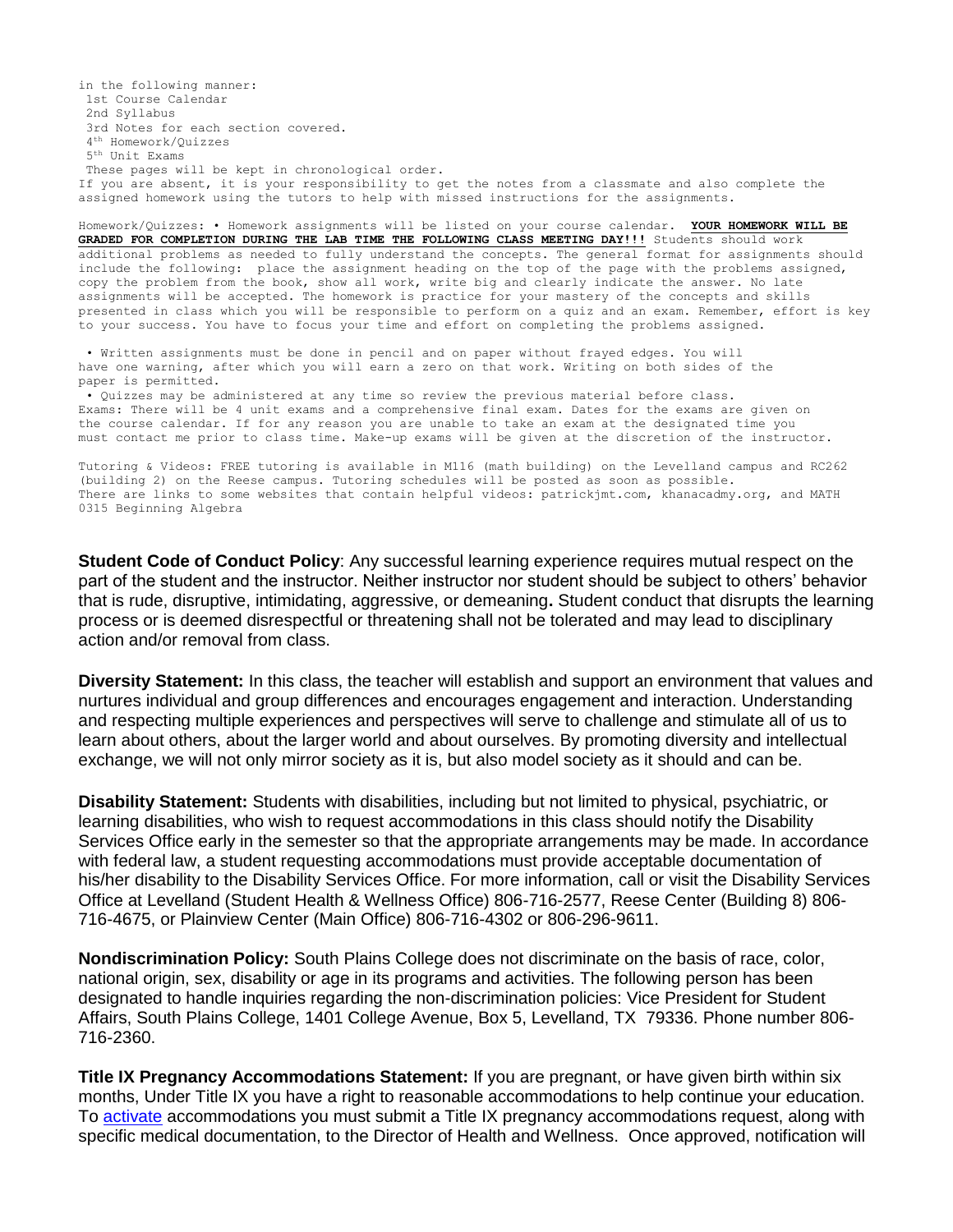in the following manner:

1st Course Calendar
2nd Syllabus
3rd Notes for each section covered.
4th Homework/Quizzes
5th Unit Exams
These pages will be kept in chronological order.

If you are absent, it is your responsibility to get the notes from a classmate and also complete the assigned homework using the tutors to help with missed instructions for the assignments.

Homework/Quizzes: • Homework assignments will be listed on your course calendar. **YOUR HOMEWORK WILL BE GRADED FOR COMPLETION DURING THE LAB TIME THE FOLLOWING CLASS MEETING DAY!!!** Students should work additional problems as needed to fully understand the concepts. The general format for assignments should include the following: place the assignment heading on the top of the page with the problems assigned, copy the problem from the book, show all work, write big and clearly indicate the answer. No late assignments will be accepted. The homework is practice for your mastery of the concepts and skills presented in class which you will be responsible to perform on a quiz and an exam. Remember, effort is key to your success. You have to focus your time and effort on completing the problems assigned.

• Written assignments must be done in pencil and on paper without frayed edges. You will have one warning, after which you will earn a zero on that work. Writing on both sides of the paper is permitted.

• Quizzes may be administered at any time so review the previous material before class.

Exams: There will be 4 unit exams and a comprehensive final exam. Dates for the exams are given on the course calendar. If for any reason you are unable to take an exam at the designated time you must contact me prior to class time. Make-up exams will be given at the discretion of the instructor.

Tutoring & Videos: FREE tutoring is available in M116 (math building) on the Levelland campus and RC262 (building 2) on the Reese campus. Tutoring schedules will be posted as soon as possible. There are links to some websites that contain helpful videos: patrickjmt.com, khanacadmy.org, and MATH 0315 Beginning Algebra

**Student Code of Conduct Policy**: Any successful learning experience requires mutual respect on the part of the student and the instructor. Neither instructor nor student should be subject to others' behavior that is rude, disruptive, intimidating, aggressive, or demeaning**.** Student conduct that disrupts the learning process or is deemed disrespectful or threatening shall not be tolerated and may lead to disciplinary action and/or removal from class.

**Diversity Statement:** In this class, the teacher will establish and support an environment that values and nurtures individual and group differences and encourages engagement and interaction. Understanding and respecting multiple experiences and perspectives will serve to challenge and stimulate all of us to learn about others, about the larger world and about ourselves. By promoting diversity and intellectual exchange, we will not only mirror society as it is, but also model society as it should and can be.

**Disability Statement:** Students with disabilities, including but not limited to physical, psychiatric, or learning disabilities, who wish to request accommodations in this class should notify the Disability Services Office early in the semester so that the appropriate arrangements may be made. In accordance with federal law, a student requesting accommodations must provide acceptable documentation of his/her disability to the Disability Services Office. For more information, call or visit the Disability Services Office at Levelland (Student Health & Wellness Office) 806-716-2577, Reese Center (Building 8) 806-716-4675, or Plainview Center (Main Office) 806-716-4302 or 806-296-9611.

**Nondiscrimination Policy:** South Plains College does not discriminate on the basis of race, color, national origin, sex, disability or age in its programs and activities. The following person has been designated to handle inquiries regarding the non-discrimination policies: Vice President for Student Affairs, South Plains College, 1401 College Avenue, Box 5, Levelland, TX 79336. Phone number 806-716-2360.

**Title IX Pregnancy Accommodations Statement:** If you are pregnant, or have given birth within six months, Under Title IX you have a right to reasonable accommodations to help continue your education. To activate accommodations you must submit a Title IX pregnancy accommodations request, along with specific medical documentation, to the Director of Health and Wellness. Once approved, notification will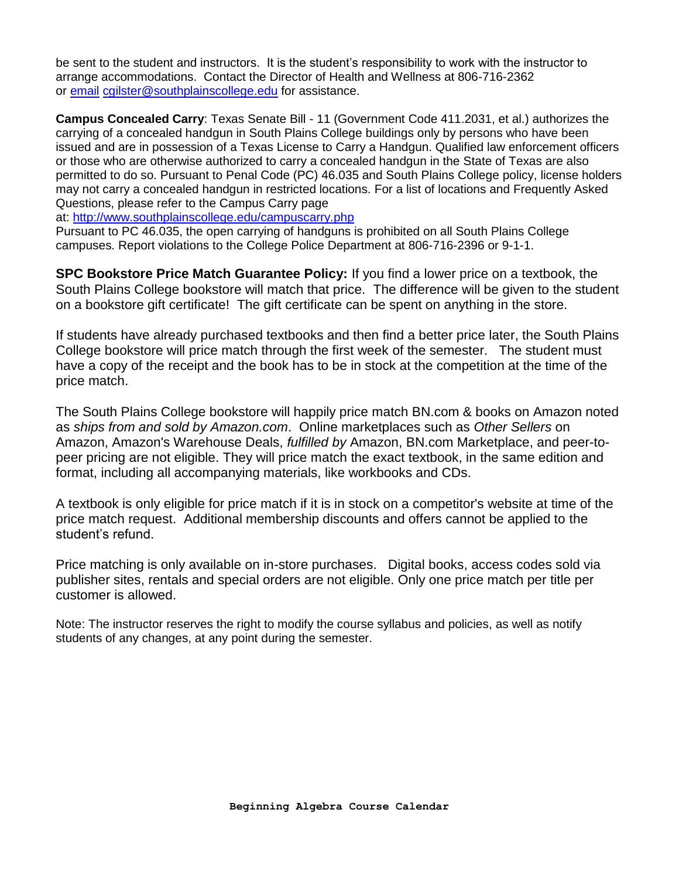be sent to the student and instructors. It is the student's responsibility to work with the instructor to arrange accommodations. Contact the Director of Health and Wellness at 806-716-2362 or [email](mailto:cgilster@southplainscollege.edu) [cgilster@southplainscollege.edu](mailto:cgilster@southplainscollege.edu) for assistance.

**Campus Concealed Carry**: Texas Senate Bill - 11 (Government Code 411.2031, et al.) authorizes the carrying of a concealed handgun in South Plains College buildings only by persons who have been issued and are in possession of a Texas License to Carry a Handgun. Qualified law enforcement officers or those who are otherwise authorized to carry a concealed handgun in the State of Texas are also permitted to do so. Pursuant to Penal Code (PC) 46.035 and South Plains College policy, license holders may not carry a concealed handgun in restricted locations. For a list of locations and Frequently Asked Questions, please refer to the Campus Carry page at: [http://www.southplainscollege.edu/campuscarry.php](http://www.southplainscollege.edu/campuscarry.php)
Pursuant to PC 46.035, the open carrying of handguns is prohibited on all South Plains College campuses. Report violations to the College Police Department at 806-716-2396 or 9-1-1.

**SPC Bookstore Price Match Guarantee Policy:** If you find a lower price on a textbook, the South Plains College bookstore will match that price. The difference will be given to the student on a bookstore gift certificate! The gift certificate can be spent on anything in the store.

If students have already purchased textbooks and then find a better price later, the South Plains College bookstore will price match through the first week of the semester. The student must have a copy of the receipt and the book has to be in stock at the competition at the time of the price match.

The South Plains College bookstore will happily price match BN.com & books on Amazon noted as *ships from and sold by Amazon.com*. Online marketplaces such as *Other Sellers* on Amazon, Amazon's Warehouse Deals, *fulfilled by* Amazon, BN.com Marketplace, and peer-to-peer pricing are not eligible. They will price match the exact textbook, in the same edition and format, including all accompanying materials, like workbooks and CDs.

A textbook is only eligible for price match if it is in stock on a competitor's website at time of the price match request. Additional membership discounts and offers cannot be applied to the student's refund.

Price matching is only available on in-store purchases. Digital books, access codes sold via publisher sites, rentals and special orders are not eligible. Only one price match per title per customer is allowed.

Note: The instructor reserves the right to modify the course syllabus and policies, as well as notify students of any changes, at any point during the semester.

**Beginning Algebra Course Calendar**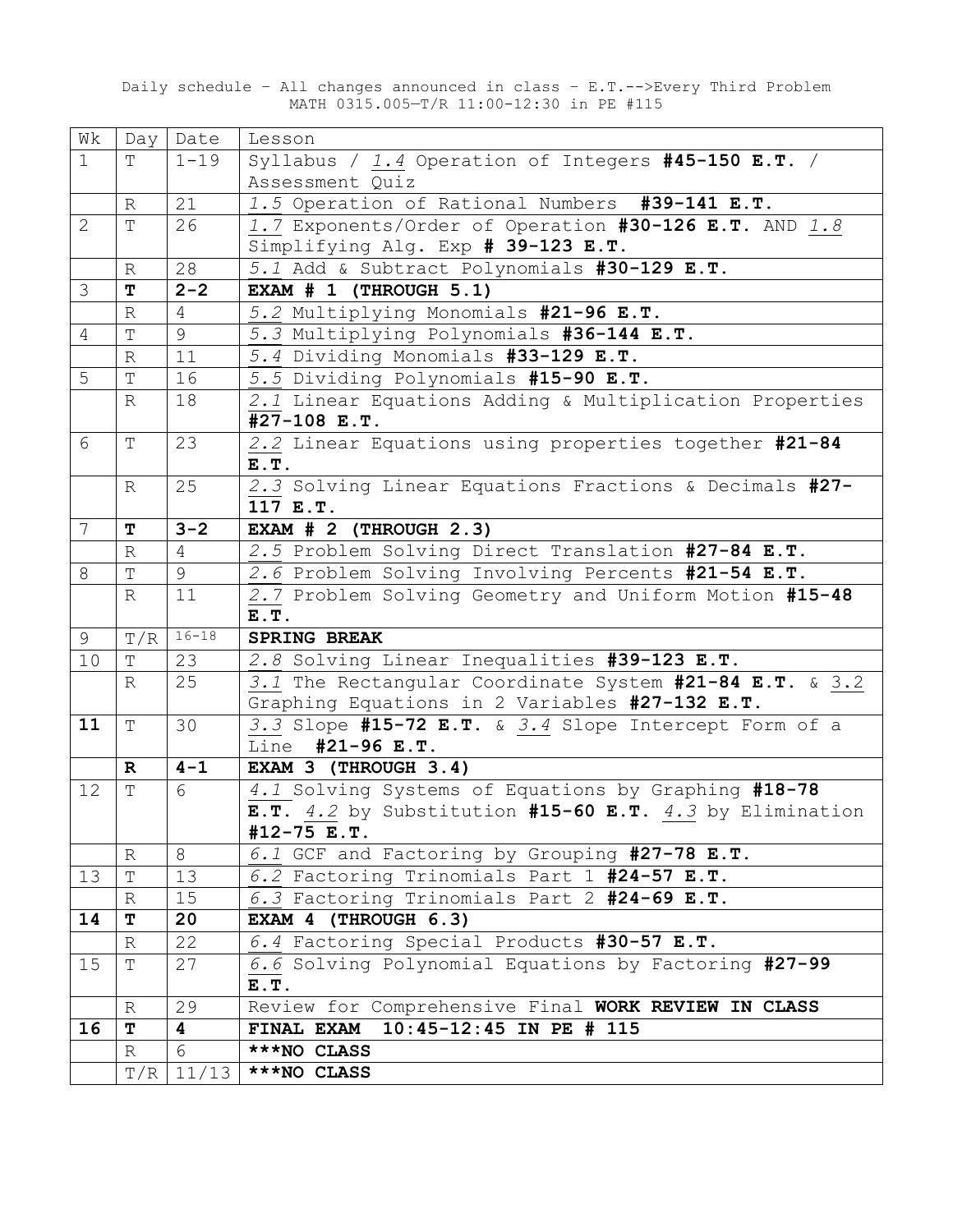Daily schedule – All changes announced in class – E.T.-->Every Third Problem
MATH 0315.005—T/R 11:00-12:30 in PE #115

| Wk | Day | Date | Lesson |
|---|---|---|---|
| 1 | T | 1-19 | Syllabus / *1.4* Operation of Integers **#45-150 E.T.** / Assessment Quiz |
| | R | 21 | *1.5* Operation of Rational Numbers **#39-141 E.T.** |
| 2 | T | 26 | *1.7* Exponents/Order of Operation **#30-126 E.T.** AND *1.8* Simplifying Alg. Exp **# 39-123 E.T.** |
| | R | 28 | *5.1* Add & Subtract Polynomials **#30-129 E.T.** |
| 3 | **T** | **2-2** | **EXAM # 1 (THROUGH 5.1)** |
| | R | 4 | *5.2* Multiplying Monomials **#21-96 E.T.** |
| 4 | T | 9 | *5.3* Multiplying Polynomials **#36-144 E.T.** |
| | R | 11 | *5.4* Dividing Monomials **#33-129 E.T.** |
| 5 | T | 16 | *5.5* Dividing Polynomials **#15-90 E.T.** |
| | R | 18 | *2.1* Linear Equations Adding & Multiplication Properties **#27-108 E.T.** |
| 6 | T | 23 | *2.2* Linear Equations using properties together **#21-84 E.T.** |
| | R | 25 | *2.3* Solving Linear Equations Fractions & Decimals **#27-117 E.T.** |
| 7 | **T** | **3-2** | **EXAM # 2 (THROUGH 2.3)** |
| | R | 4 | *2.5* Problem Solving Direct Translation **#27-84 E.T.** |
| 8 | T | 9 | *2.6* Problem Solving Involving Percents **#21-54 E.T.** |
| | R | 11 | *2.7* Problem Solving Geometry and Uniform Motion **#15-48 E.T.** |
| 9 | T/R | 16-18 | **SPRING BREAK** |
| 10 | T | 23 | *2.8* Solving Linear Inequalities **#39-123 E.T.** |
| | R | 25 | *3.1* The Rectangular Coordinate System **#21-84 E.T.** & 3.2 Graphing Equations in 2 Variables **#27-132 E.T.** |
| **11** | T | 30 | *3.3* Slope **#15-72 E.T.** & *3.4* Slope Intercept Form of a Line **#21-96 E.T.** |
| | **R** | **4-1** | **EXAM 3 (THROUGH 3.4)** |
| 12 | T | 6 | *4.1* Solving Systems of Equations by Graphing **#18-78 E.T.** *4.2* by Substitution **#15-60 E.T.** *4.3* by Elimination **#12-75 E.T.** |
| | R | 8 | *6.1* GCF and Factoring by Grouping **#27-78 E.T.** |
| 13 | T | 13 | *6.2* Factoring Trinomials Part 1 **#24-57 E.T.** |
| | R | 15 | *6.3* Factoring Trinomials Part 2 **#24-69 E.T.** |
| **14** | **T** | **20** | **EXAM 4 (THROUGH 6.3)** |
| | R | 22 | *6.4* Factoring Special Products **#30-57 E.T.** |
| 15 | T | 27 | *6.6* Solving Polynomial Equations by Factoring **#27-99 E.T.** |
| | R | 29 | Review for Comprehensive Final **WORK REVIEW IN CLASS** |
| **16** | **T** | **4** | **FINAL EXAM 10:45-12:45 IN PE # 115** |
| | R | 6 | **\*\*\*NO CLASS** |
| | T/R | 11/13 | **\*\*\*NO CLASS** |